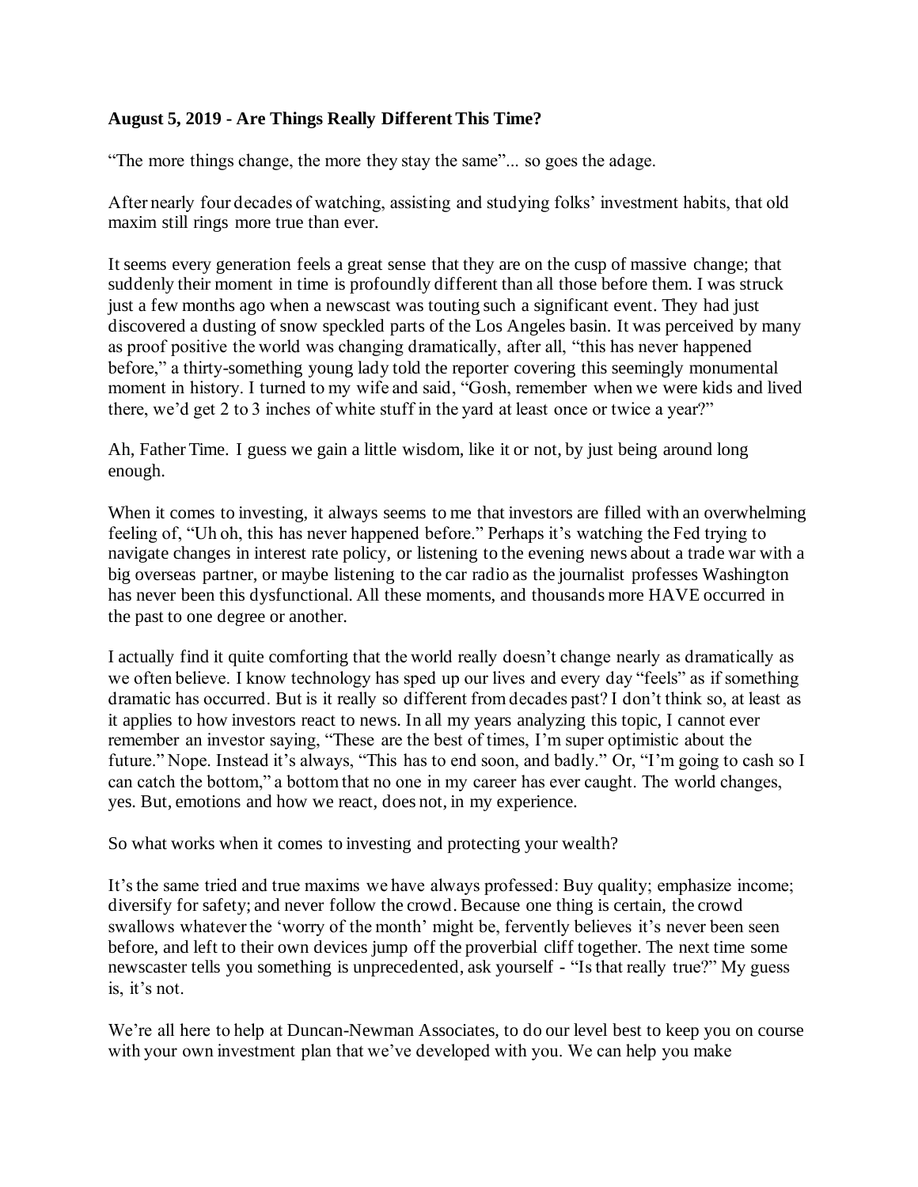**August 5, 2019 - Are Things Really Different This Time?**

"The more things change, the more they stay the same"... so goes the adage.

After nearly four decades of watching, assisting and studying folks' investment habits, that old maxim still rings more true than ever.

It seems every generation feels a great sense that they are on the cusp of massive change; that suddenly their moment in time is profoundly different than all those before them. I was struck just a few months ago when a newscast was touting such a significant event. They had just discovered a dusting of snow speckled parts of the Los Angeles basin. It was perceived by many as proof positive the world was changing dramatically, after all, "this has never happened before," a thirty-something young lady told the reporter covering this seemingly monumental moment in history. I turned to my wife and said, "Gosh, remember when we were kids and lived there, we'd get 2 to 3 inches of white stuff in the yard at least once or twice a year?"

Ah, Father Time. I guess we gain a little wisdom, like it or not, by just being around long enough.

When it comes to investing, it always seems to me that investors are filled with an overwhelming feeling of, "Uh oh, this has never happened before." Perhaps it's watching the Fed trying to navigate changes in interest rate policy, or listening to the evening news about a trade war with a big overseas partner, or maybe listening to the car radio as the journalist professes Washington has never been this dysfunctional. All these moments, and thousands more HAVE occurred in the past to one degree or another.

I actually find it quite comforting that the world really doesn't change nearly as dramatically as we often believe. I know technology has sped up our lives and every day "feels" as if something dramatic has occurred. But is it really so different from decades past? I don't think so, at least as it applies to how investors react to news. In all my years analyzing this topic, I cannot ever remember an investor saying, "These are the best of times, I'm super optimistic about the future." Nope. Instead it's always, "This has to end soon, and badly." Or, "I'm going to cash so I can catch the bottom," a bottom that no one in my career has ever caught. The world changes, yes. But, emotions and how we react, does not, in my experience.

So what works when it comes to investing and protecting your wealth?

It's the same tried and true maxims we have always professed: Buy quality; emphasize income; diversify for safety; and never follow the crowd. Because one thing is certain, the crowd swallows whatever the 'worry of the month' might be, fervently believes it's never been seen before, and left to their own devices jump off the proverbial cliff together. The next time some newscaster tells you something is unprecedented, ask yourself - "Is that really true?" My guess is, it's not.

We're all here to help at Duncan-Newman Associates, to do our level best to keep you on course with your own investment plan that we've developed with you. We can help you make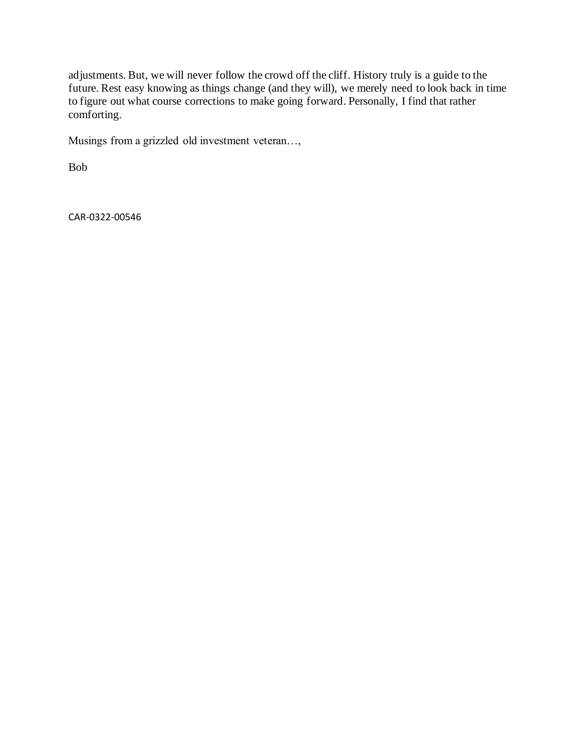adjustments. But, we will never follow the crowd off the cliff. History truly is a guide to the future. Rest easy knowing as things change (and they will), we merely need to look back in time to figure out what course corrections to make going forward. Personally, I find that rather comforting.

Musings from a grizzled old investment veteran…,

Bob

CAR-0322-00546